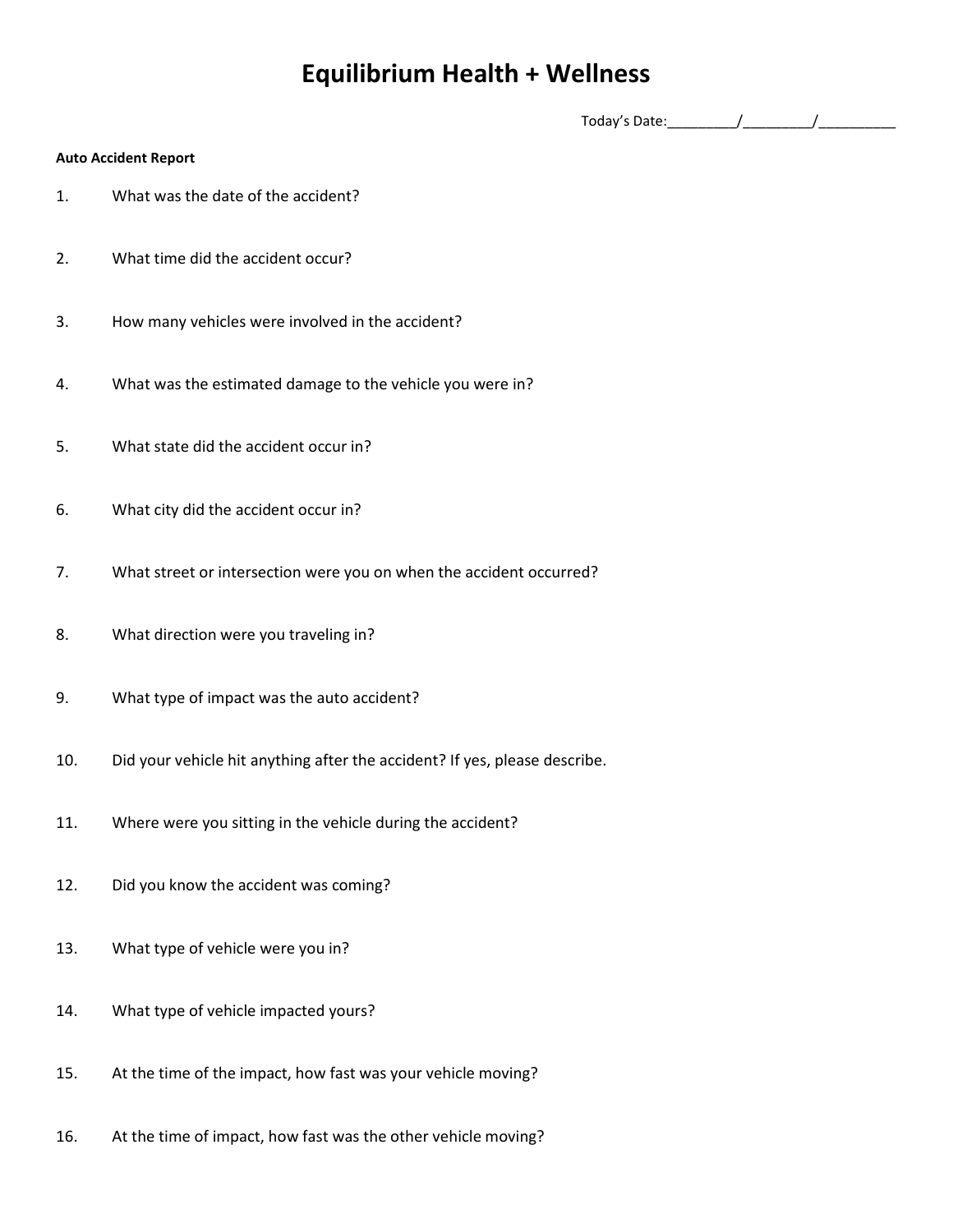# Equilibrium Health + Wellness

Today's Date:_________/_________/__________

**Auto Accident Report**

1. What was the date of the accident?

2. What time did the accident occur?

3. How many vehicles were involved in the accident?

4. What was the estimated damage to the vehicle you were in?

5. What state did the accident occur in?

6. What city did the accident occur in?

7. What street or intersection were you on when the accident occurred?

8. What direction were you traveling in?

9. What type of impact was the auto accident?

10. Did your vehicle hit anything after the accident? If yes, please describe.

11. Where were you sitting in the vehicle during the accident?

12. Did you know the accident was coming?

13. What type of vehicle were you in?

14. What type of vehicle impacted yours?

15. At the time of the impact, how fast was your vehicle moving?

16. At the time of impact, how fast was the other vehicle moving?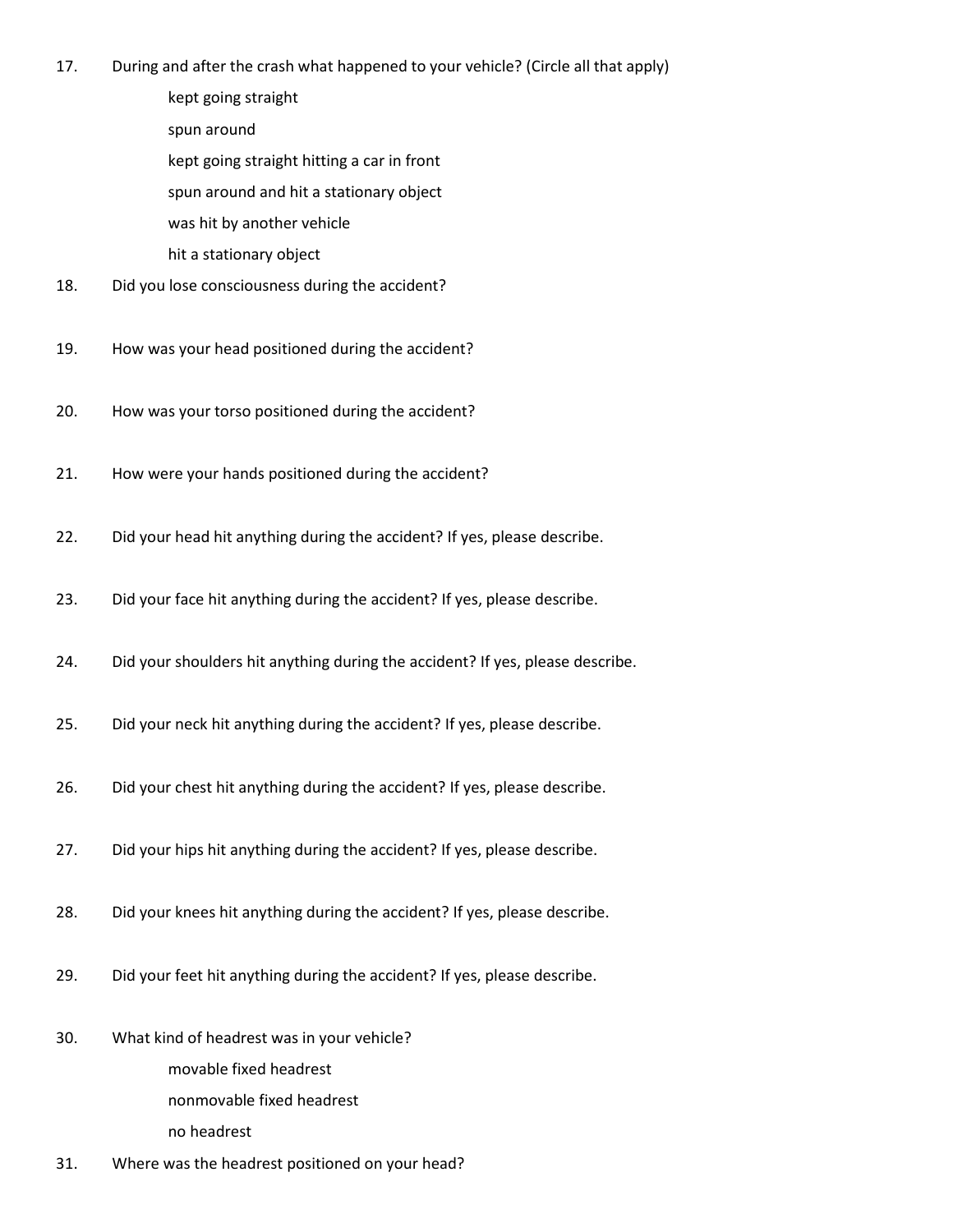17. During and after the crash what happened to your vehicle? (Circle all that apply)

    kept going straight

    spun around

    kept going straight hitting a car in front

    spun around and hit a stationary object

    was hit by another vehicle

    hit a stationary object

18. Did you lose consciousness during the accident?

19. How was your head positioned during the accident?

20. How was your torso positioned during the accident?

21. How were your hands positioned during the accident?

22. Did your head hit anything during the accident? If yes, please describe.

23. Did your face hit anything during the accident? If yes, please describe.

24. Did your shoulders hit anything during the accident? If yes, please describe.

25. Did your neck hit anything during the accident? If yes, please describe.

26. Did your chest hit anything during the accident? If yes, please describe.

27. Did your hips hit anything during the accident? If yes, please describe.

28. Did your knees hit anything during the accident? If yes, please describe.

29. Did your feet hit anything during the accident? If yes, please describe.

30. What kind of headrest was in your vehicle?

    movable fixed headrest

    nonmovable fixed headrest

    no headrest

31. Where was the headrest positioned on your head?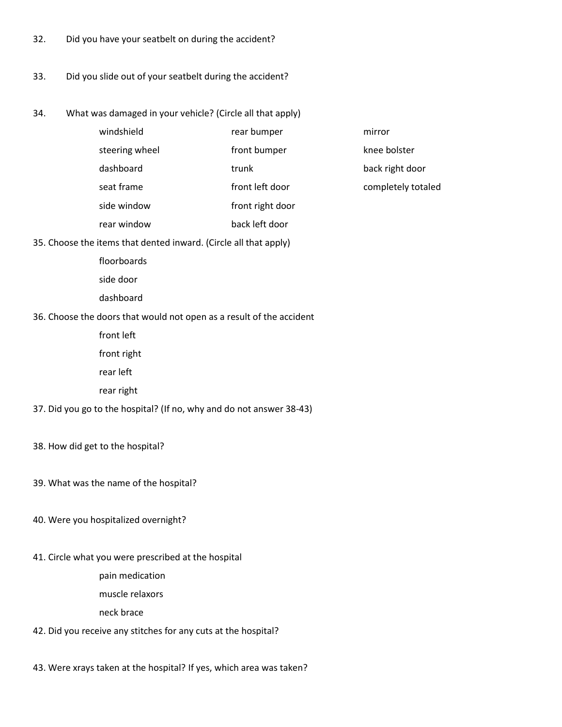32. Did you have your seatbelt on during the accident?

33. Did you slide out of your seatbelt during the accident?

34. What was damaged in your vehicle? (Circle all that apply)

| | | |
|---|---|---|
| windshield | rear bumper | mirror |
| steering wheel | front bumper | knee bolster |
| dashboard | trunk | back right door |
| seat frame | front left door | completely totaled |
| side window | front right door | |
| rear window | back left door | |

35. Choose the items that dented inward. (Circle all that apply)

- floorboards
- side door
- dashboard

36. Choose the doors that would not open as a result of the accident

- front left
- front right
- rear left
- rear right

37. Did you go to the hospital? (If no, why and do not answer 38-43)

38. How did get to the hospital?

39. What was the name of the hospital?

40. Were you hospitalized overnight?

41. Circle what you were prescribed at the hospital

- pain medication
- muscle relaxors
- neck brace

42. Did you receive any stitches for any cuts at the hospital?

43. Were xrays taken at the hospital? If yes, which area was taken?